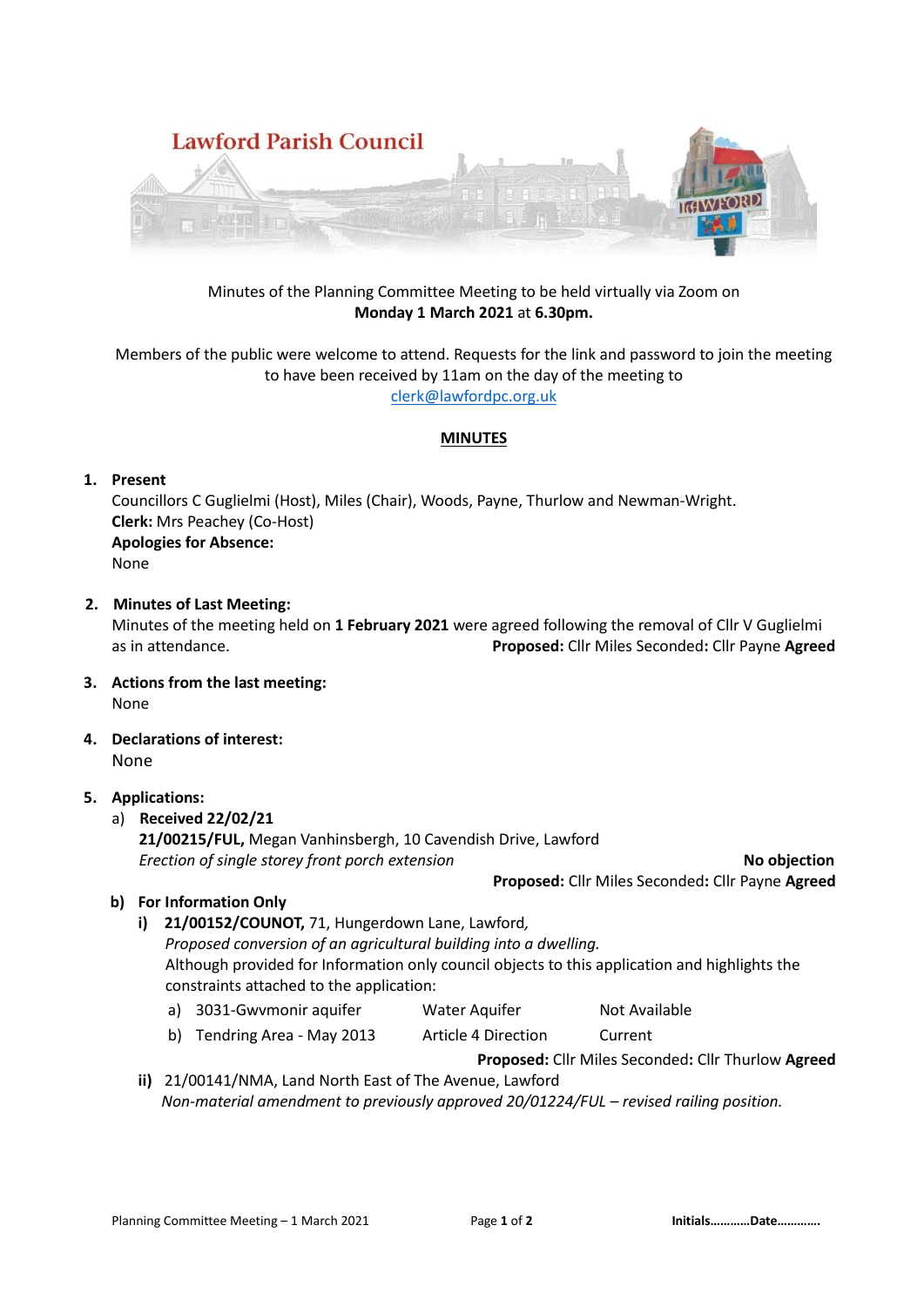# Lawford Parish Council

Minutes of the Planning Committee Meeting to be held virtually via Zoom on **Monday 1 March 2021** at **6.30pm.**

Members of the public were welcome to attend. Requests for the link and password to join the meeting to have been received by 11am on the day of the meeting to clerk@lawfordpc.org.uk

## MINUTES

1. **Present**

   Councillors C Guglielmi (Host), Miles (Chair), Woods, Payne, Thurlow and Newman-Wright.

   **Clerk:** Mrs Peachey (Co-Host)

   **Apologies for Absence:**

   None

2. **Minutes of Last Meeting:**

   Minutes of the meeting held on **1 February 2021** were agreed following the removal of Cllr V Guglielmi as in attendance. **Proposed:** Cllr Miles **Seconded:** Cllr Payne **Agreed**

3. **Actions from the last meeting:**

   None

4. **Declarations of interest:**

   None

5. **Applications:**

   a) **Received 22/02/21**

      **21/00215/FUL,** Megan Vanhinsbergh, 10 Cavendish Drive, Lawford

      *Erection of single storey front porch extension* **No objection**

      **Proposed:** Cllr Miles **Seconded:** Cllr Payne **Agreed**

   b) **For Information Only**

      i) **21/00152/COUNOT,** 71, Hungerdown Lane, Lawford,

         *Proposed conversion of an agricultural building into a dwelling.*

         Although provided for Information only council objects to this application and highlights the constraints attached to the application:

         a) 3031-Gwvmonir aquifer — Water Aquifer — Not Available

         b) Tendring Area - May 2013 — Article 4 Direction — Current

         **Proposed:** Cllr Miles **Seconded:** Cllr Thurlow **Agreed**

      ii) 21/00141/NMA, Land North East of The Avenue, Lawford

         *Non-material amendment to previously approved 20/01224/FUL – revised railing position.*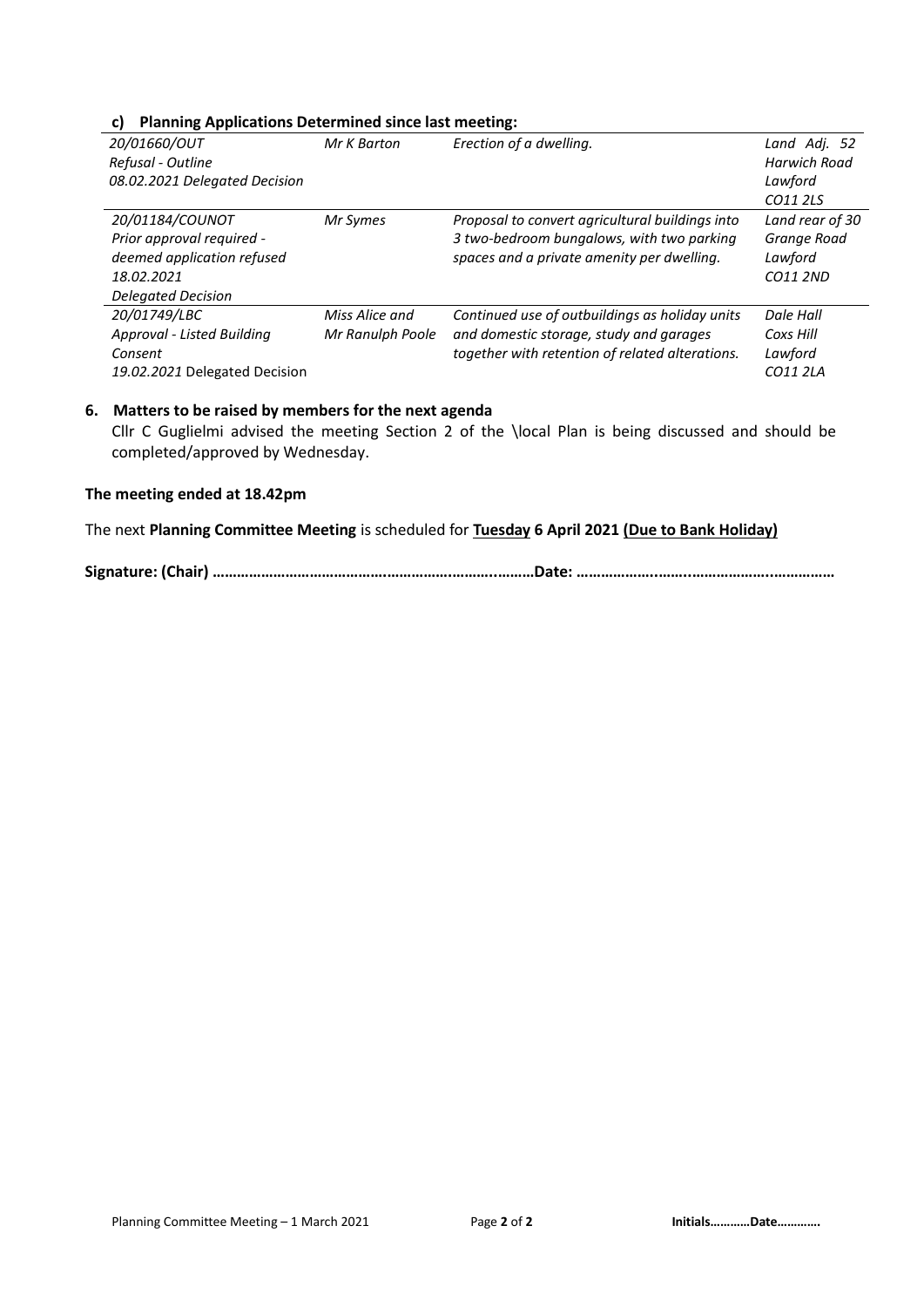### c) Planning Applications Determined since last meeting:

| | | | |
|---|---|---|---|
| *20/01660/OUT*<br>*Refusal - Outline*<br>*08.02.2021 Delegated Decision* | *Mr K Barton* | *Erection of a dwelling.* | *Land Adj. 52*<br>*Harwich Road*<br>*Lawford*<br>*CO11 2LS* |
| *20/01184/COUNOT*<br>*Prior approval required - deemed application refused*<br>*18.02.2021*<br>*Delegated Decision* | *Mr Symes* | *Proposal to convert agricultural buildings into 3 two-bedroom bungalows, with two parking spaces and a private amenity per dwelling.* | *Land rear of 30*<br>*Grange Road*<br>*Lawford*<br>*CO11 2ND* |
| *20/01749/LBC*<br>*Approval - Listed Building Consent*<br>*19.02.2021* Delegated Decision | *Miss Alice and Mr Ranulph Poole* | *Continued use of outbuildings as holiday units and domestic storage, study and garages together with retention of related alterations.* | *Dale Hall*<br>*Coxs Hill*<br>*Lawford*<br>*CO11 2LA* |

## 6. Matters to be raised by members for the next agenda

Cllr C Guglielmi advised the meeting Section 2 of the \local Plan is being discussed and should be completed/approved by Wednesday.

**The meeting ended at 18.42pm**

The next **Planning Committee Meeting** is scheduled for **Tuesday 6 April 2021 (Due to Bank Holiday)**

**Signature: (Chair) ……………………………………………………..………Date: ………………..……..………………..……………**

Planning Committee Meeting – 1 March 2021 **Initials…………Date………….**